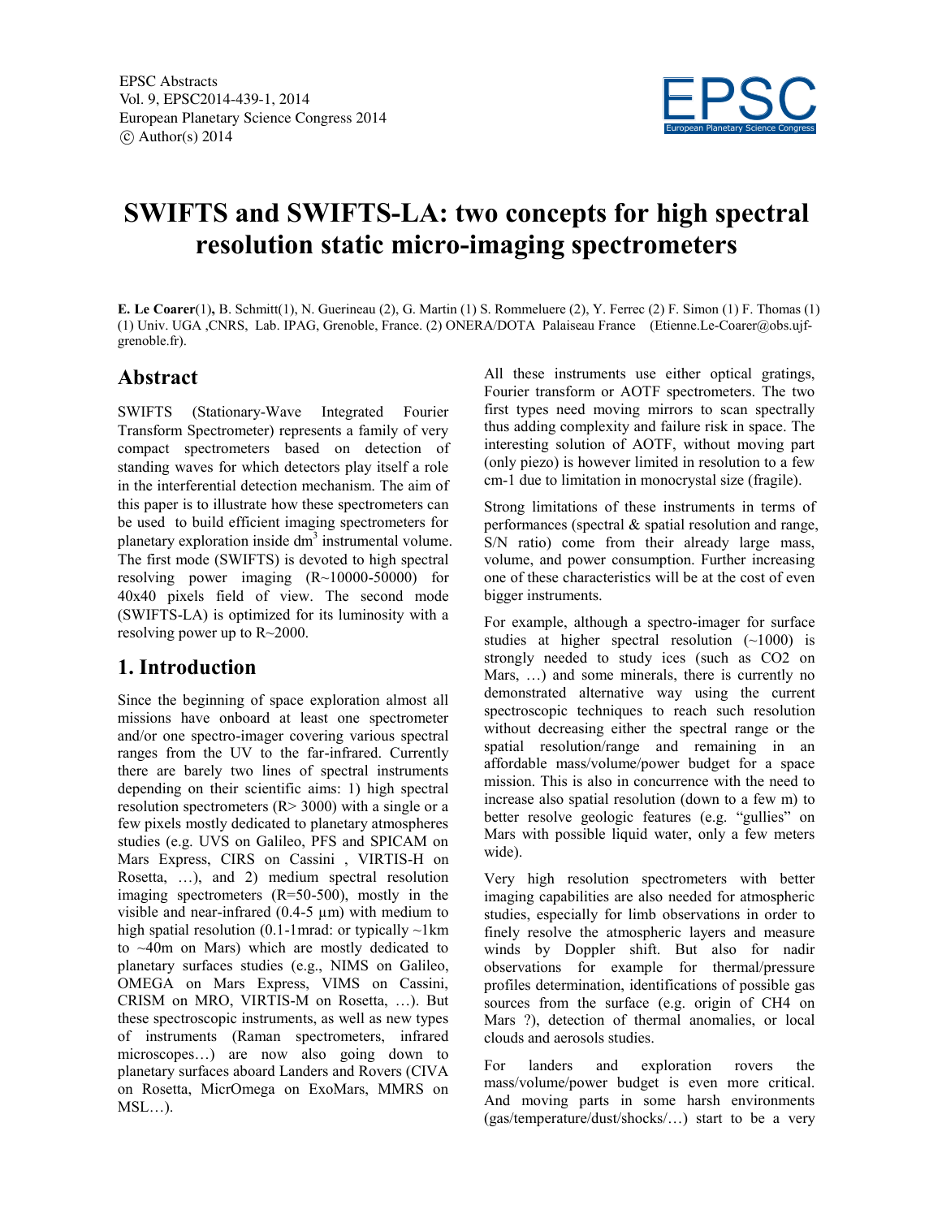# SWIFTS and SWIFTS-LA: two concepts for high spectral resolution static micro-imaging spectrometers

**E. Le Coarer**(1)**,** B. Schmitt(1), N. Guerineau (2), G. Martin (1) S. Rommeluere (2), Y. Ferrec (2) F. Simon (1) F. Thomas (1)
(1) Univ. UGA ,CNRS, Lab. IPAG, Grenoble, France. (2) ONERA/DOTA Palaiseau France (Etienne.Le-Coarer@obs.ujf-grenoble.fr).

## Abstract

SWIFTS (Stationary-Wave Integrated Fourier Transform Spectrometer) represents a family of very compact spectrometers based on detection of standing waves for which detectors play itself a role in the interferential detection mechanism. The aim of this paper is to illustrate how these spectrometers can be used to build efficient imaging spectrometers for planetary exploration inside $dm^3$ instrumental volume. The first mode (SWIFTS) is devoted to high spectral resolving power imaging (R~10000-50000) for 40x40 pixels field of view. The second mode (SWIFTS-LA) is optimized for its luminosity with a resolving power up to R~2000.

## 1. Introduction

Since the beginning of space exploration almost all missions have onboard at least one spectrometer and/or one spectro-imager covering various spectral ranges from the UV to the far-infrared. Currently there are barely two lines of spectral instruments depending on their scientific aims: 1) high spectral resolution spectrometers (R> 3000) with a single or a few pixels mostly dedicated to planetary atmospheres studies (e.g. UVS on Galileo, PFS and SPICAM on Mars Express, CIRS on Cassini , VIRTIS-H on Rosetta, …), and 2) medium spectral resolution imaging spectrometers (R=50-500), mostly in the visible and near-infrared (0.4-5 µm) with medium to high spatial resolution (0.1-1mrad: or typically ~1km to ~40m on Mars) which are mostly dedicated to planetary surfaces studies (e.g., NIMS on Galileo, OMEGA on Mars Express, VIMS on Cassini, CRISM on MRO, VIRTIS-M on Rosetta, …). But these spectroscopic instruments, as well as new types of instruments (Raman spectrometers, infrared microscopes…) are now also going down to planetary surfaces aboard Landers and Rovers (CIVA on Rosetta, MicrOmega on ExoMars, MMRS on MSL…).

All these instruments use either optical gratings, Fourier transform or AOTF spectrometers. The two first types need moving mirrors to scan spectrally thus adding complexity and failure risk in space. The interesting solution of AOTF, without moving part (only piezo) is however limited in resolution to a few cm-1 due to limitation in monocrystal size (fragile).

Strong limitations of these instruments in terms of performances (spectral & spatial resolution and range, S/N ratio) come from their already large mass, volume, and power consumption. Further increasing one of these characteristics will be at the cost of even bigger instruments.

For example, although a spectro-imager for surface studies at higher spectral resolution (~1000) is strongly needed to study ices (such as $CO_2$ on Mars, …) and some minerals, there is currently no demonstrated alternative way using the current spectroscopic techniques to reach such resolution without decreasing either the spectral range or the spatial resolution/range and remaining in an affordable mass/volume/power budget for a space mission. This is also in concurrence with the need to increase also spatial resolution (down to a few m) to better resolve geologic features (e.g. "gullies" on Mars with possible liquid water, only a few meters wide).

Very high resolution spectrometers with better imaging capabilities are also needed for atmospheric studies, especially for limb observations in order to finely resolve the atmospheric layers and measure winds by Doppler shift. But also for nadir observations for example for thermal/pressure profiles determination, identifications of possible gas sources from the surface (e.g. origin of $CH_4$ on Mars ?), detection of thermal anomalies, or local clouds and aerosols studies.

For landers and exploration rovers the mass/volume/power budget is even more critical. And moving parts in some harsh environments (gas/temperature/dust/shocks/…) start to be a very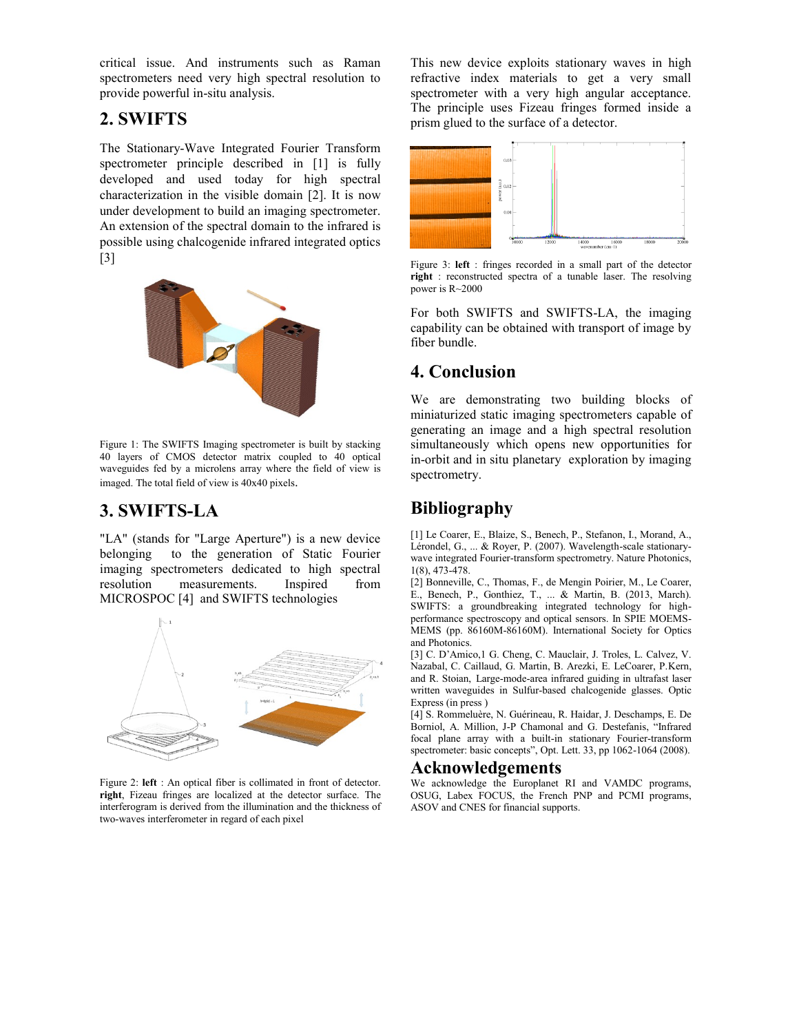critical issue. And instruments such as Raman spectrometers need very high spectral resolution to provide powerful in-situ analysis.

## 2. SWIFTS

The Stationary-Wave Integrated Fourier Transform spectrometer principle described in [1] is fully developed and used today for high spectral characterization in the visible domain [2]. It is now under development to build an imaging spectrometer. An extension of the spectral domain to the infrared is possible using chalcogenide infrared integrated optics [3]

Figure 1: The SWIFTS Imaging spectrometer is built by stacking 40 layers of CMOS detector matrix coupled to 40 optical waveguides fed by a microlens array where the field of view is imaged. The total field of view is 40x40 pixels.

## 3. SWIFTS-LA

"LA" (stands for "Large Aperture") is a new device belonging to the generation of Static Fourier imaging spectrometers dedicated to high spectral resolution measurements. Inspired from MICROSPOC [4] and SWIFTS technologies

Figure 2: **left** : An optical fiber is collimated in front of detector. **right**, Fizeau fringes are localized at the detector surface. The interferogram is derived from the illumination and the thickness of two-waves interferometer in regard of each pixel

This new device exploits stationary waves in high refractive index materials to get a very small spectrometer with a very high angular acceptance. The principle uses Fizeau fringes formed inside a prism glued to the surface of a detector.

Figure 3: **left** : fringes recorded in a small part of the detector **right** : reconstructed spectra of a tunable laser. The resolving power is R~2000

For both SWIFTS and SWIFTS-LA, the imaging capability can be obtained with transport of image by fiber bundle.

## 4. Conclusion

We are demonstrating two building blocks of miniaturized static imaging spectrometers capable of generating an image and a high spectral resolution simultaneously which opens new opportunities for in-orbit and in situ planetary exploration by imaging spectrometry.

## Bibliography

[1] Le Coarer, E., Blaize, S., Benech, P., Stefanon, I., Morand, A., Lérondel, G., ... & Royer, P. (2007). Wavelength-scale stationary-wave integrated Fourier-transform spectrometry. Nature Photonics, 1(8), 473-478.

[2] Bonneville, C., Thomas, F., de Mengin Poirier, M., Le Coarer, E., Benech, P., Gonthiez, T., ... & Martin, B. (2013, March). SWIFTS: a groundbreaking integrated technology for high-performance spectroscopy and optical sensors. In SPIE MOEMS-MEMS (pp. 86160M-86160M). International Society for Optics and Photonics.

[3] C. D'Amico,1 G. Cheng, C. Mauclair, J. Troles, L. Calvez, V. Nazabal, C. Caillaud, G. Martin, B. Arezki, E. LeCoarer, P.Kern, and R. Stoian, Large-mode-area infrared guiding in ultrafast laser written waveguides in Sulfur-based chalcogenide glasses. Optic Express (in press )

[4] S. Rommeluère, N. Guérineau, R. Haidar, J. Deschamps, E. De Borniol, A. Million, J-P Chamonal and G. Destefanis, "Infrared focal plane array with a built-in stationary Fourier-transform spectrometer: basic concepts", Opt. Lett. 33, pp 1062-1064 (2008).

## Acknowledgements

We acknowledge the Europlanet RI and VAMDC programs, OSUG, Labex FOCUS, the French PNP and PCMI programs, ASOV and CNES for financial supports.